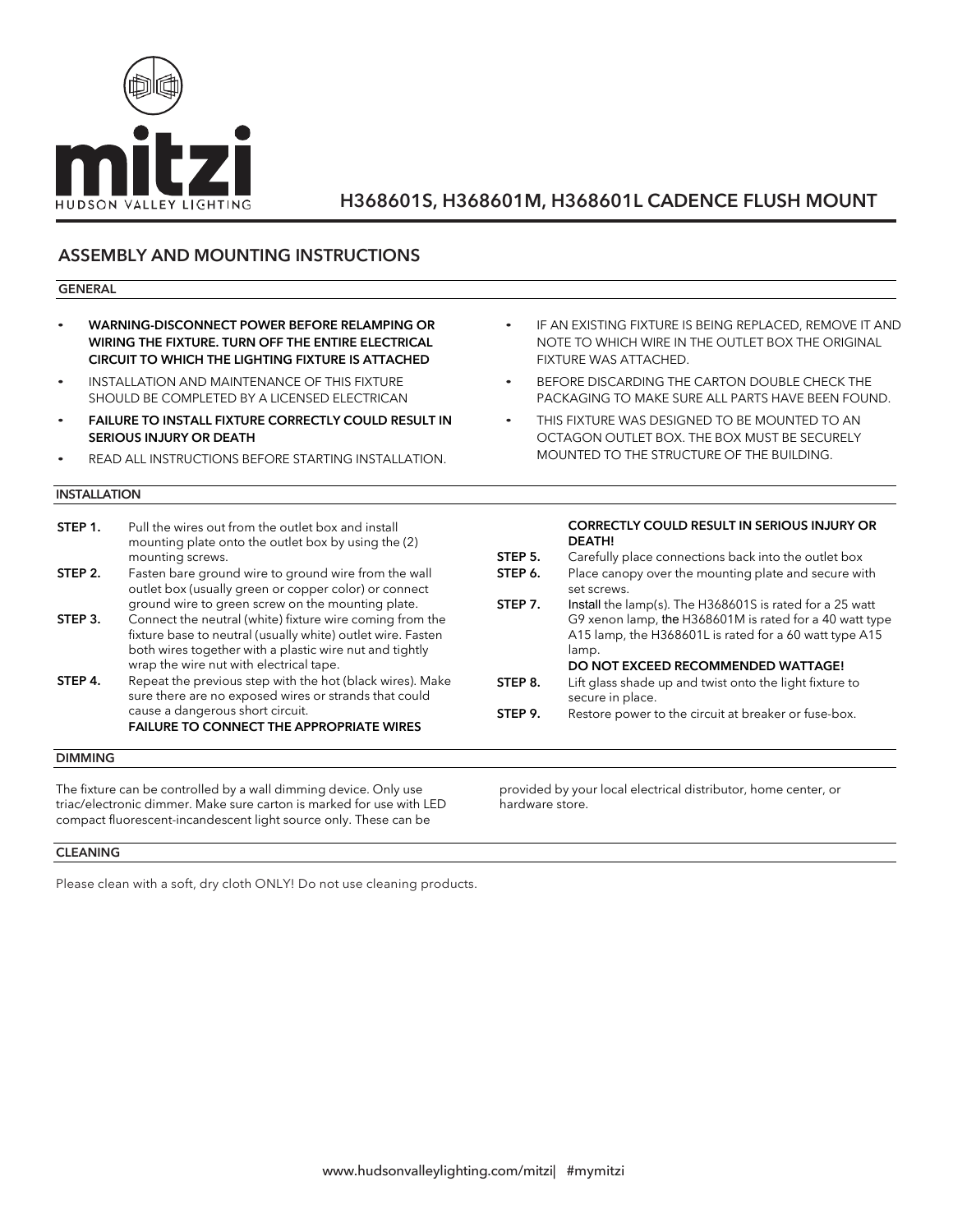mitzi

HUDSON VALLEY LIGHTING

# H368601S, H368601M, H368601L CADENCE FLUSH MOUNT

## ASSEMBLY AND MOUNTING INSTRUCTIONS

### GENERAL

- **WARNING-DISCONNECT POWER BEFORE RELAMPING OR WIRING THE FIXTURE. TURN OFF THE ENTIRE ELECTRICAL CIRCUIT TO WHICH THE LIGHTING FIXTURE IS ATTACHED**
- INSTALLATION AND MAINTENANCE OF THIS FIXTURE SHOULD BE COMPLETED BY A LICENSED ELECTRICAN
- **FAILURE TO INSTALL FIXTURE CORRECTLY COULD RESULT IN SERIOUS INJURY OR DEATH**
- READ ALL INSTRUCTIONS BEFORE STARTING INSTALLATION.
- IF AN EXISTING FIXTURE IS BEING REPLACED, REMOVE IT AND NOTE TO WHICH WIRE IN THE OUTLET BOX THE ORIGINAL FIXTURE WAS ATTACHED.
- BEFORE DISCARDING THE CARTON DOUBLE CHECK THE PACKAGING TO MAKE SURE ALL PARTS HAVE BEEN FOUND.
- THIS FIXTURE WAS DESIGNED TO BE MOUNTED TO AN OCTAGON OUTLET BOX. THE BOX MUST BE SECURELY MOUNTED TO THE STRUCTURE OF THE BUILDING.

### INSTALLATION

**STEP 1.** Pull the wires out from the outlet box and install mounting plate onto the outlet box by using the (2) mounting screws.

**STEP 2.** Fasten bare ground wire to ground wire from the wall outlet box (usually green or copper color) or connect ground wire to green screw on the mounting plate.

**STEP 3.** Connect the neutral (white) fixture wire coming from the fixture base to neutral (usually white) outlet wire. Fasten both wires together with a plastic wire nut and tightly wrap the wire nut with electrical tape.

**STEP 4.** Repeat the previous step with the hot (black wires). Make sure there are no exposed wires or strands that could cause a dangerous short circuit.
**FAILURE TO CONNECT THE APPROPRIATE WIRES CORRECTLY COULD RESULT IN SERIOUS INJURY OR DEATH!**

**STEP 5.** Carefully place connections back into the outlet box

**STEP 6.** Place canopy over the mounting plate and secure with set screws.

**STEP 7.** Install the lamp(s). The H368601S is rated for a 25 watt G9 xenon lamp, the H368601M is rated for a 40 watt type A15 lamp, the H368601L is rated for a 60 watt type A15 lamp.
**DO NOT EXCEED RECOMMENDED WATTAGE!**

**STEP 8.** Lift glass shade up and twist onto the light fixture to secure in place.

**STEP 9.** Restore power to the circuit at breaker or fuse-box.

### DIMMING

The fixture can be controlled by a wall dimming device. Only use triac/electronic dimmer. Make sure carton is marked for use with LED compact fluorescent-incandescent light source only. These can be provided by your local electrical distributor, home center, or hardware store.

### CLEANING

Please clean with a soft, dry cloth ONLY! Do not use cleaning products.

www.hudsonvalleylighting.com/mitzi| #mymitzi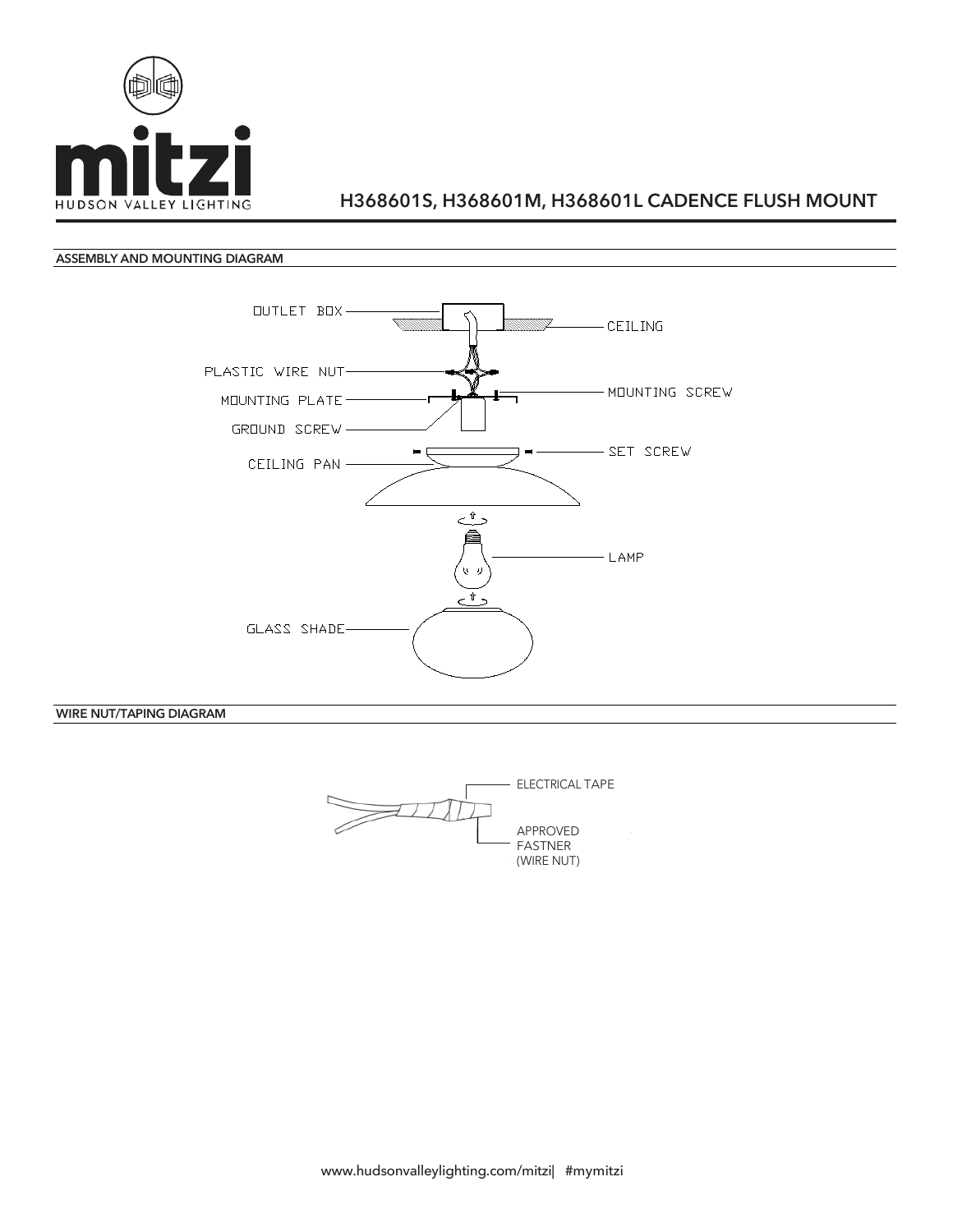mitzi

HUDSON VALLEY LIGHTING

# H368601S, H368601M, H368601L CADENCE FLUSH MOUNT

## ASSEMBLY AND MOUNTING DIAGRAM

OUTLET BOX

CEILING

PLASTIC WIRE NUT

MOUNTING SCREW

MOUNTING PLATE

GROUND SCREW

SET SCREW

CEILING PAN

LAMP

GLASS SHADE

## WIRE NUT/TAPING DIAGRAM

ELECTRICAL TAPE

APPROVED FASTNER (WIRE NUT)

www.hudsonvalleylighting.com/mitzi| #mymitzi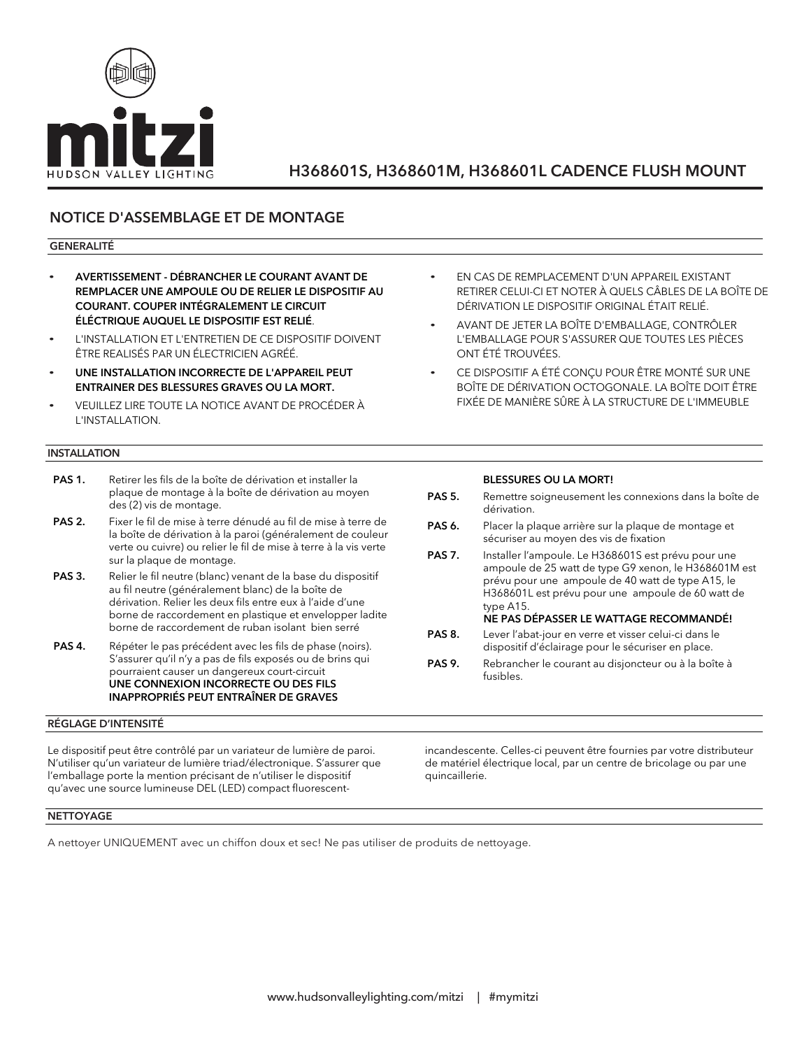mitzi

HUDSON VALLEY LIGHTING

# H368601S, H368601M, H368601L CADENCE FLUSH MOUNT

## NOTICE D'ASSEMBLAGE ET DE MONTAGE

### GENERALITÉ

- **AVERTISSEMENT - DÉBRANCHER LE COURANT AVANT DE REMPLACER UNE AMPOULE OU DE RELIER LE DISPOSITIF AU COURANT. COUPER INTÉGRALEMENT LE CIRCUIT ÉLÉCTRIQUE AUQUEL LE DISPOSITIF EST RELIÉ**.
- L'INSTALLATION ET L'ENTRETIEN DE CE DISPOSITIF DOIVENT ÊTRE REALISÉS PAR UN ÉLECTRICIEN AGRÉÉ.
- **UNE INSTALLATION INCORRECTE DE L'APPAREIL PEUT ENTRAINER DES BLESSURES GRAVES OU LA MORT.**
- VEUILLEZ LIRE TOUTE LA NOTICE AVANT DE PROCÉDER À L'INSTALLATION.
- EN CAS DE REMPLACEMENT D'UN APPAREIL EXISTANT RETIRER CELUI-CI ET NOTER À QUELS CÂBLES DE LA BOÎTE DE DÉRIVATION LE DISPOSITIF ORIGINAL ÉTAIT RELIÉ.
- AVANT DE JETER LA BOÎTE D'EMBALLAGE, CONTRÔLER L'EMBALLAGE POUR S'ASSURER QUE TOUTES LES PIÈCES ONT ÉTÉ TROUVÉES.
- CE DISPOSITIF A ÉTÉ CONÇU POUR ÊTRE MONTÉ SUR UNE BOÎTE DE DÉRIVATION OCTOGONALE. LA BOÎTE DOIT ÊTRE FIXÉE DE MANIÈRE SÛRE À LA STRUCTURE DE L'IMMEUBLE

### INSTALLATION

**PAS 1.** Retirer les fils de la boîte de dérivation et installer la plaque de montage à la boîte de dérivation au moyen des (2) vis de montage.

**PAS 2.** Fixer le fil de mise à terre dénudé au fil de mise à terre de la boîte de dérivation à la paroi (généralement de couleur verte ou cuivre) ou relier le fil de mise à terre à la vis verte sur la plaque de montage.

**PAS 3.** Relier le fil neutre (blanc) venant de la base du dispositif au fil neutre (généralement blanc) de la boîte de dérivation. Relier les deux fils entre eux à l'aide d'une borne de raccordement en plastique et envelopper ladite borne de raccordement de ruban isolant bien serré

**PAS 4.** Répéter le pas précédent avec les fils de phase (noirs). S'assurer qu'il n'y a pas de fils exposés ou de brins qui pourraient causer un dangereux court-circuit
**UNE CONNEXION INCORRECTE OU DES FILS INAPPROPRIÉS PEUT ENTRAÎNER DE GRAVES BLESSURES OU LA MORT!**

**PAS 5.** Remettre soigneusement les connexions dans la boîte de dérivation.

**PAS 6.** Placer la plaque arrière sur la plaque de montage et sécuriser au moyen des vis de fixation

**PAS 7.** Installer l'ampoule. Le H368601S est prévu pour une ampoule de 25 watt de type G9 xenon, le H368601M est prévu pour une ampoule de 40 watt de type A15, le H368601L est prévu pour une ampoule de 60 watt de type A15.
**NE PAS DÉPASSER LE WATTAGE RECOMMANDÉ!**

**PAS 8.** Lever l'abat-jour en verre et visser celui-ci dans le dispositif d'éclairage pour le sécuriser en place.

**PAS 9.** Rebrancher le courant au disjoncteur ou à la boîte à fusibles.

### RÉGLAGE D'INTENSITÉ

Le dispositif peut être contrôlé par un variateur de lumière de paroi. N'utiliser qu'un variateur de lumière triad/électronique. S'assurer que l'emballage porte la mention précisant de n'utiliser le dispositif qu'avec une source lumineuse DEL (LED) compact fluorescent-incandescente. Celles-ci peuvent être fournies par votre distributeur de matériel électrique local, par un centre de bricolage ou par une quincaillerie.

### NETTOYAGE

A nettoyer UNIQUEMENT avec un chiffon doux et sec! Ne pas utiliser de produits de nettoyage.

www.hudsonvalleylighting.com/mitzi | #mymitzi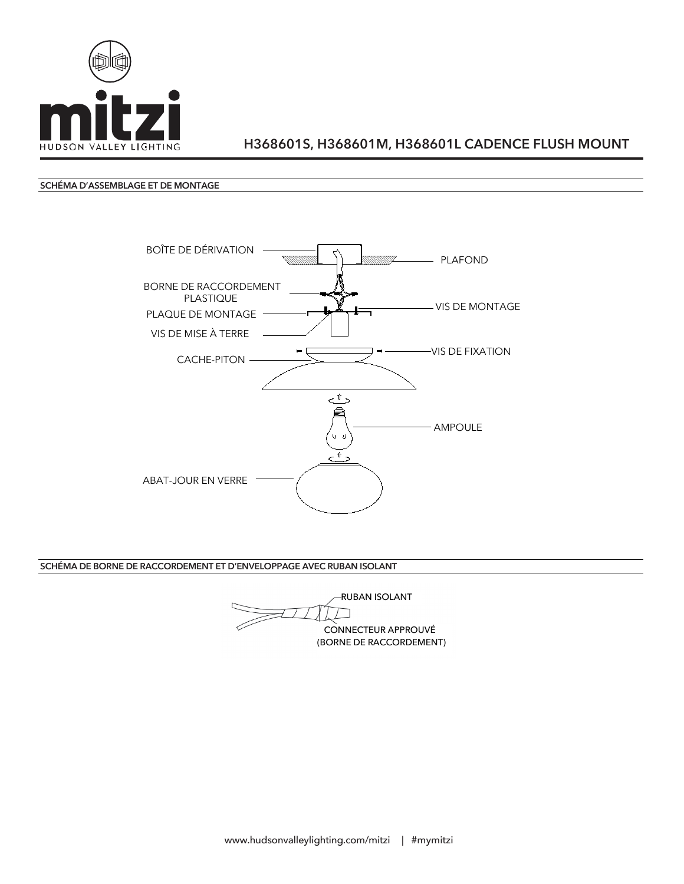# H368601S, H368601M, H368601L CADENCE FLUSH MOUNT

## SCHÉMA D'ASSEMBLAGE ET DE MONTAGE

BOÎTE DE DÉRIVATION

PLAFOND

BORNE DE RACCORDEMENT PLASTIQUE

PLAQUE DE MONTAGE

VIS DE MONTAGE

VIS DE MISE À TERRE

CACHE-PITON

VIS DE FIXATION

AMPOULE

ABAT-JOUR EN VERRE

## SCHÉMA DE BORNE DE RACCORDEMENT ET D'ENVELOPPAGE AVEC RUBAN ISOLANT

RUBAN ISOLANT

CONNECTEUR APPROUVÉ (BORNE DE RACCORDEMENT)

www.hudsonvalleylighting.com/mitzi | #mymitzi